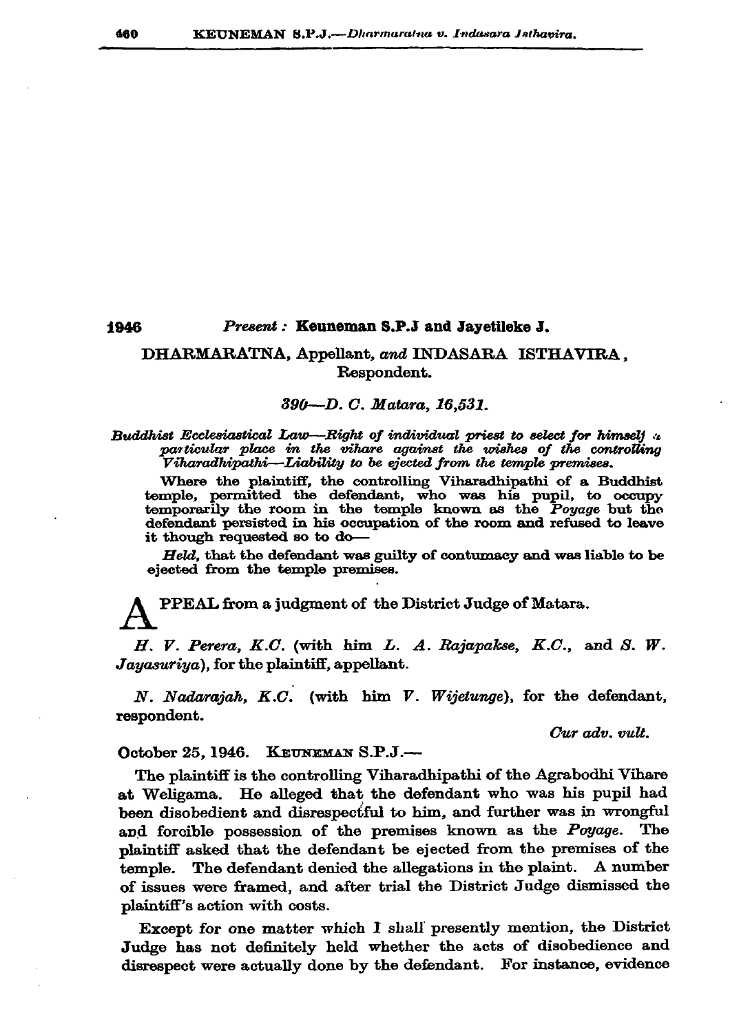**1946** *Present :* **Keuneman S.P.J and Jayetileke J.**

## DHARMARATNA, Appellant, *and* INDASARA ISTHAVIRA, Respondent.

*390—D. C. Matara, 16,531.*

*Buddhist Ecclesiastical Law—Right of individual priest to select for himself a particular place in the vihare against the wishes of the controlling Viharadhipathi—Liability to be ejected from the temple premises.*

Where the plaintiff, the controlling Viharadhipathi of a Buddhist temple, permitted the defendant, who was his pupil, to occupy temporarily the room in the temple known as the *Poyage* but the defendant persisted in his occupation of the room and refused to leave it though requested so to do—

*Held,* that the defendant was guilty of contumacy and was liable to be ejected from the temple premises.

APPEAL from a judgment of the District Judge of Matara.

*H. V. Perera, K.C.* (with him *L. A. Rajapakse, K.C.,* and *S. W. Jayasuriya*), for the plaintiff, appellant.

*N. Nadarajah, K.C.* (with him *V. Wijetunge*), for the defendant, respondent.

*Cur adv. vult.*

October 25, 1946. KEUNEMAN S.P.J.—

The plaintiff is the controlling Viharadhipathi of the Agrabodhi Vihare at Weligama. He alleged that the defendant who was his pupil had been disobedient and disrespectful to him, and further was in wrongful and forcible possession of the premises known as the *Poyage*. The plaintiff asked that the defendant be ejected from the premises of the temple. The defendant denied the allegations in the plaint. A number of issues were framed, and after trial the District Judge dismissed the plaintiff's action with costs.

Except for one matter which I shall presently mention, the District Judge has not definitely held whether the acts of disobedience and disrespect were actually done by the defendant. For instance, evidence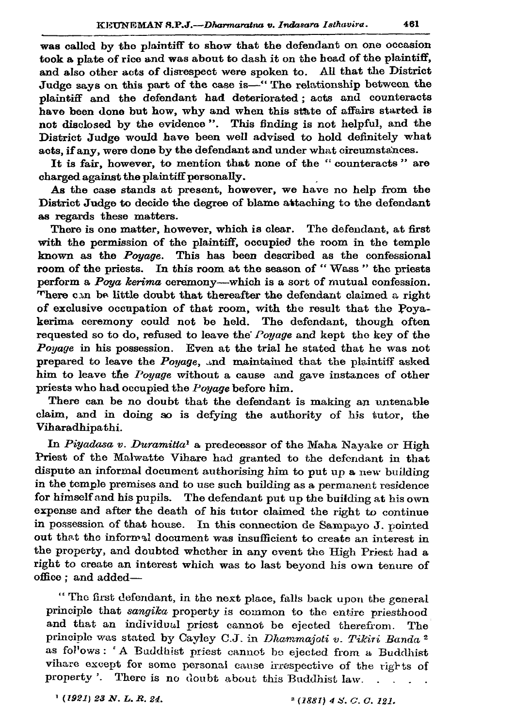was called by the plaintiff to show that the defendant on one occasion took a plate of rice and was about to dash it on the head of the plaintiff, and also other acts of disrespect were spoken to. All that the District Judge says on this part of the case is—" The relationship between the plaintiff and the defendant had deteriorated ; acts and counteracts have been done but how, why and when this state of affairs started is not disclosed by the evidence ". This finding is not helpful, and the District Judge would have been well advised to hold definitely what acts, if any, were done by the defendant and under what circumstances.

It is fair, however, to mention that none of the " counteracts " are charged against the plaintiff personally.

As the case stands at present, however, we have no help from the District Judge to decide the degree of blame attaching to the defendant as regards these matters.

There is one matter, however, which is clear. The defendant, at first with the permission of the plaintiff, occupied the room in the temple known as the *Poyage*. This has been described as the confessional room of the priests. In this room at the season of " Wass " the priests perform a *Poya kerima* ceremony—which is a sort of mutual confession. There can be little doubt that thereafter the defendant claimed a right of exclusive occupation of that room, with the result that the Poya-kerima ceremony could not be held. The defendant, though often requested so to do, refused to leave the *Poyage* and kept the key of the *Poyage* in his possession. Even at the trial he stated that he was not prepared to leave the *Poyage*, and maintained that the plaintiff asked him to leave the *Poyage* without a cause and gave instances of other priests who had occupied the *Poyage* before him.

There can be no doubt that the defendant is making an untenable claim, and in doing so is defying the authority of his tutor, the Viharadhipathi.

In *Piyadasa v. Duramitta*[1] a predecessor of the Maha Nayake or High Priest of the Malwatte Vihare had granted to the defendant in that dispute an informal document authorising him to put up a new building in the temple premises and to use such building as a permanent residence for himself and his pupils. The defendant put up the building at his own expense and after the death of his tutor claimed the right to continue in possession of that house. In this connection de Sampayo J. pointed out that the informal document was insufficient to create an interest in the property, and doubted whether in any event the High Priest had a right to create an interest which was to last beyond his own tenure of office ; and added—

> " The first defendant, in the next place, falls back upon the general principle that *sangika* property is common to the entire priesthood and that an individual priest cannot be ejected therefrom. The principle was stated by Cayley C.J. in *Dhammajoti v. Tikiri Banda*[2] as follows : ' A Buddhist priest cannot be ejected from a Buddhist vihare except for some personal cause irrespective of the rights of property '. There is no doubt about this Buddhist law. . . . .

[1] *(1921) 23 N. L. R. 24.*

[2] *(1881) 4 S. C. C. 121.*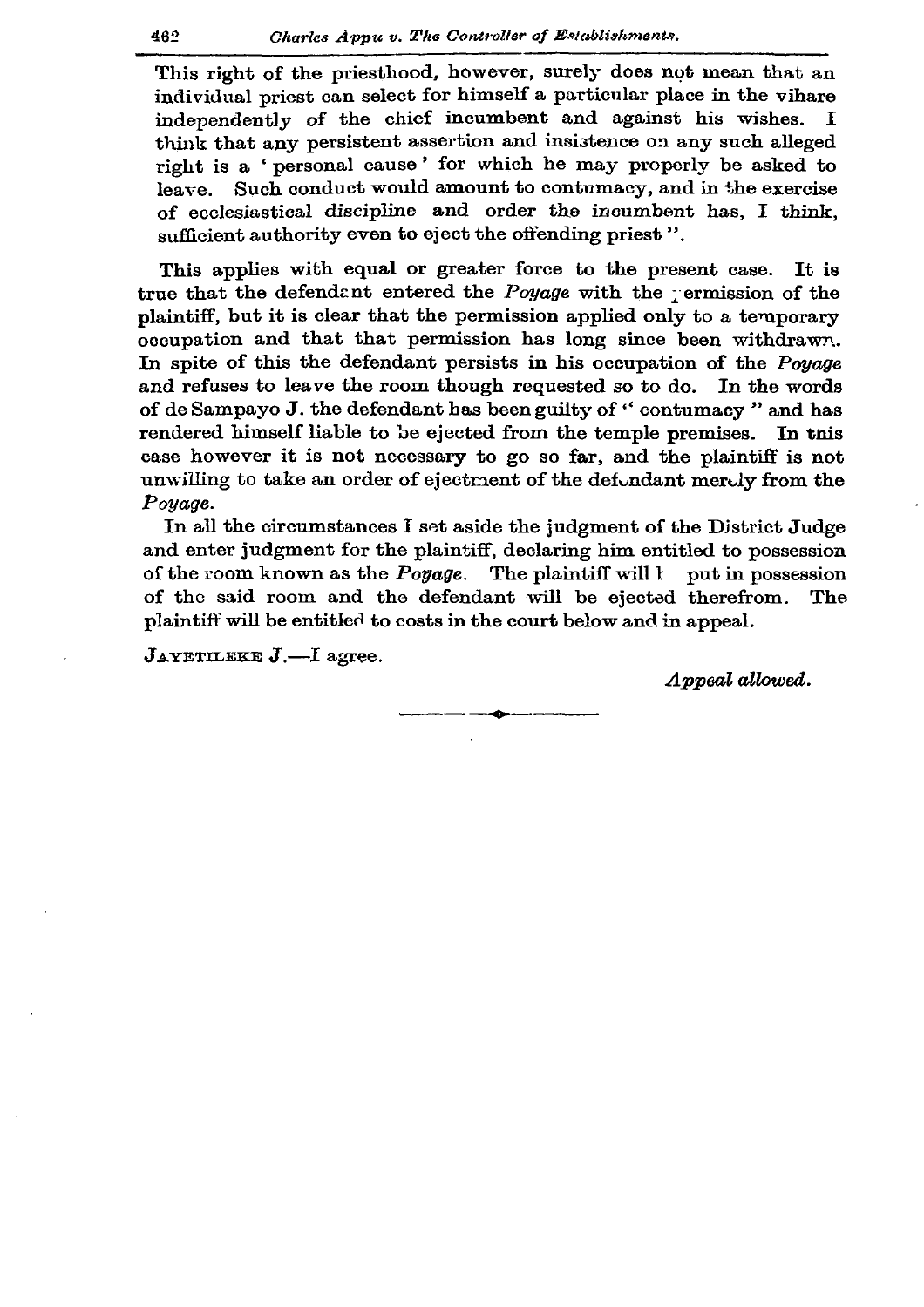This right of the priesthood, however, surely does not mean that an individual priest can select for himself a particular place in the vihare independently of the chief incumbent and against his wishes. I think that any persistent assertion and insistence on any such alleged right is a 'personal cause' for which he may properly be asked to leave. Such conduct would amount to contumacy, and in the exercise of ecclesiastical discipline and order the incumbent has, I think, sufficient authority even to eject the offending priest ".

This applies with equal or greater force to the present case. It is true that the defendant entered the *Poyage* with the permission of the plaintiff, but it is clear that the permission applied only to a temporary occupation and that that permission has long since been withdrawn. In spite of this the defendant persists in his occupation of the *Poyage* and refuses to leave the room though requested so to do. In the words of de Sampayo J. the defendant has been guilty of " contumacy " and has rendered himself liable to be ejected from the temple premises. In this case however it is not necessary to go so far, and the plaintiff is not unwilling to take an order of ejectment of the defendant merely from the *Poyage*.

In all the circumstances I set aside the judgment of the District Judge and enter judgment for the plaintiff, declaring him entitled to possession of the room known as the *Poyage*. The plaintiff will be put in possession of the said room and the defendant will be ejected therefrom. The plaintiff will be entitled to costs in the court below and in appeal.

JAYETILEKE J.—I agree.

*Appeal allowed.*